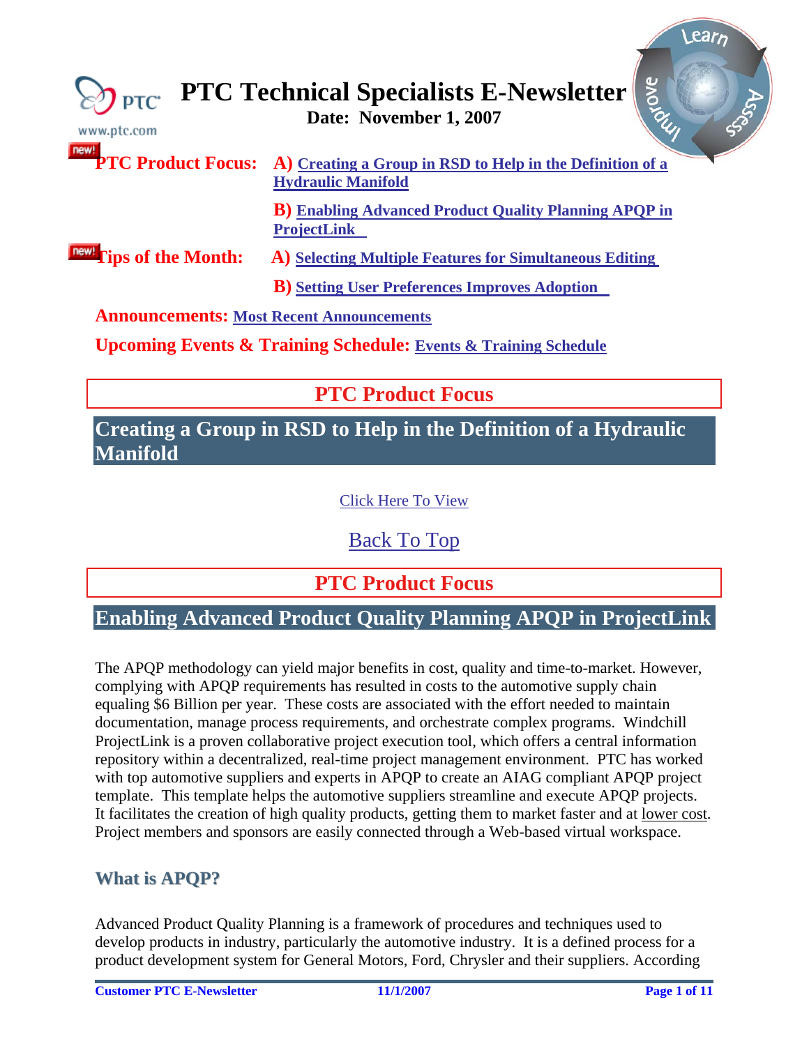# PTC Technical Specialists E-Newsletter

**Date: November 1, 2007**

**PTC Product Focus:** **A)** Creating a Group in RSD to Help in the Definition of a Hydraulic Manifold

**B)** Enabling Advanced Product Quality Planning APQP in ProjectLink

**Tips of the Month:** **A)** Selecting Multiple Features for Simultaneous Editing

**B)** Setting User Preferences Improves Adoption

**Announcements:** Most Recent Announcements

**Upcoming Events & Training Schedule:** Events & Training Schedule

## PTC Product Focus

## Creating a Group in RSD to Help in the Definition of a Hydraulic Manifold

Click Here To View

Back To Top

## PTC Product Focus

## Enabling Advanced Product Quality Planning APQP in ProjectLink

The APQP methodology can yield major benefits in cost, quality and time-to-market. However, complying with APQP requirements has resulted in costs to the automotive supply chain equaling $6 Billion per year. These costs are associated with the effort needed to maintain documentation, manage process requirements, and orchestrate complex programs. Windchill ProjectLink is a proven collaborative project execution tool, which offers a central information repository within a decentralized, real-time project management environment. PTC has worked with top automotive suppliers and experts in APQP to create an AIAG compliant APQP project template. This template helps the automotive suppliers streamline and execute APQP projects. It facilitates the creation of high quality products, getting them to market faster and at lower cost. Project members and sponsors are easily connected through a Web-based virtual workspace.

### What is APQP?

Advanced Product Quality Planning is a framework of procedures and techniques used to develop products in industry, particularly the automotive industry. It is a defined process for a product development system for General Motors, Ford, Chrysler and their suppliers. According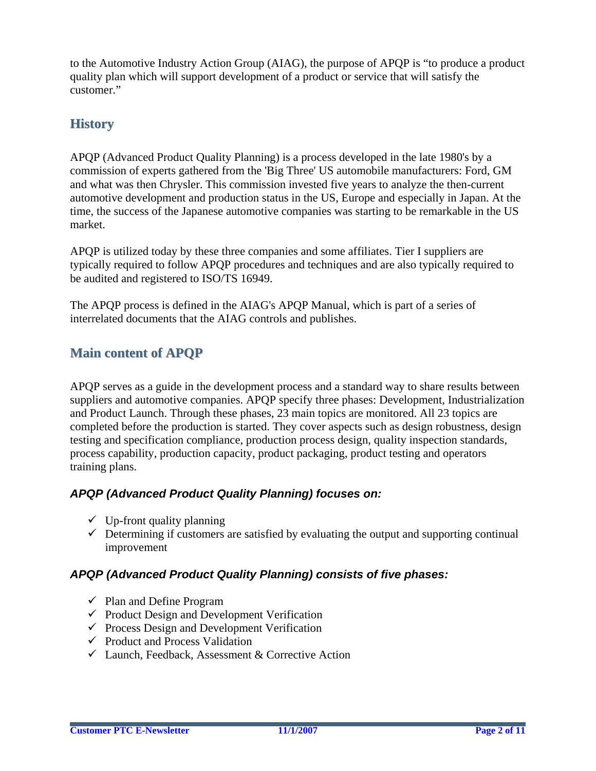to the Automotive Industry Action Group (AIAG), the purpose of APQP is "to produce a product quality plan which will support development of a product or service that will satisfy the customer."

## History

APQP (Advanced Product Quality Planning) is a process developed in the late 1980's by a commission of experts gathered from the 'Big Three' US automobile manufacturers: Ford, GM and what was then Chrysler. This commission invested five years to analyze the then-current automotive development and production status in the US, Europe and especially in Japan. At the time, the success of the Japanese automotive companies was starting to be remarkable in the US market.

APQP is utilized today by these three companies and some affiliates. Tier I suppliers are typically required to follow APQP procedures and techniques and are also typically required to be audited and registered to ISO/TS 16949.

The APQP process is defined in the AIAG's APQP Manual, which is part of a series of interrelated documents that the AIAG controls and publishes.

## Main content of APQP

APQP serves as a guide in the development process and a standard way to share results between suppliers and automotive companies. APQP specify three phases: Development, Industrialization and Product Launch. Through these phases, 23 main topics are monitored. All 23 topics are completed before the production is started. They cover aspects such as design robustness, design testing and specification compliance, production process design, quality inspection standards, process capability, production capacity, product packaging, product testing and operators training plans.

### *APQP (Advanced Product Quality Planning) focuses on:*

- ✓ Up-front quality planning
- ✓ Determining if customers are satisfied by evaluating the output and supporting continual improvement

### *APQP (Advanced Product Quality Planning) consists of five phases:*

- ✓ Plan and Define Program
- ✓ Product Design and Development Verification
- ✓ Process Design and Development Verification
- ✓ Product and Process Validation
- ✓ Launch, Feedback, Assessment & Corrective Action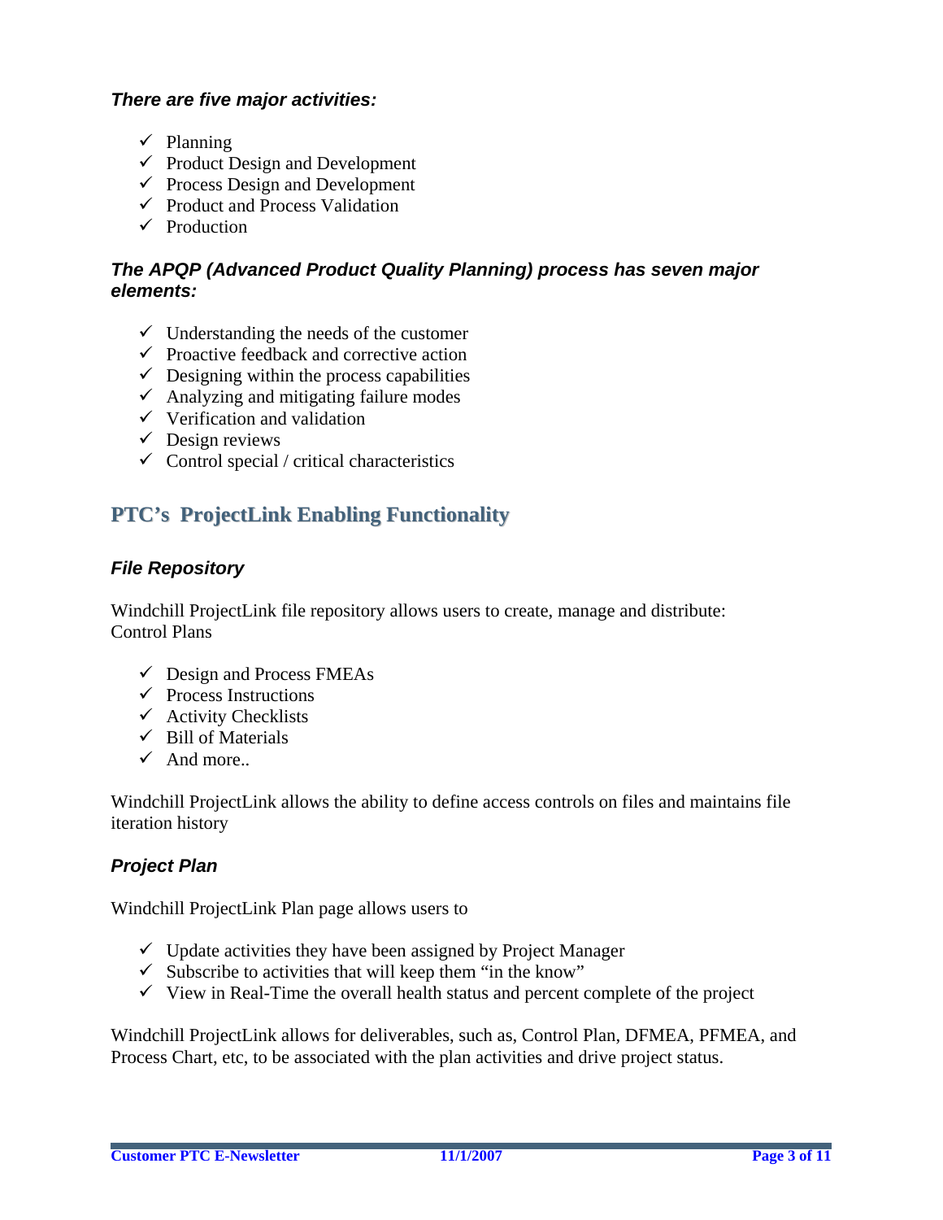***There are five major activities:***

- ✓ Planning
- ✓ Product Design and Development
- ✓ Process Design and Development
- ✓ Product and Process Validation
- ✓ Production

***The APQP (Advanced Product Quality Planning) process has seven major elements:***

- ✓ Understanding the needs of the customer
- ✓ Proactive feedback and corrective action
- ✓ Designing within the process capabilities
- ✓ Analyzing and mitigating failure modes
- ✓ Verification and validation
- ✓ Design reviews
- ✓ Control special / critical characteristics

## PTC's ProjectLink Enabling Functionality

### *File Repository*

Windchill ProjectLink file repository allows users to create, manage and distribute:
Control Plans

- ✓ Design and Process FMEAs
- ✓ Process Instructions
- ✓ Activity Checklists
- ✓ Bill of Materials
- ✓ And more..

Windchill ProjectLink allows the ability to define access controls on files and maintains file iteration history

### *Project Plan*

Windchill ProjectLink Plan page allows users to

- ✓ Update activities they have been assigned by Project Manager
- ✓ Subscribe to activities that will keep them "in the know"
- ✓ View in Real-Time the overall health status and percent complete of the project

Windchill ProjectLink allows for deliverables, such as, Control Plan, DFMEA, PFMEA, and Process Chart, etc, to be associated with the plan activities and drive project status.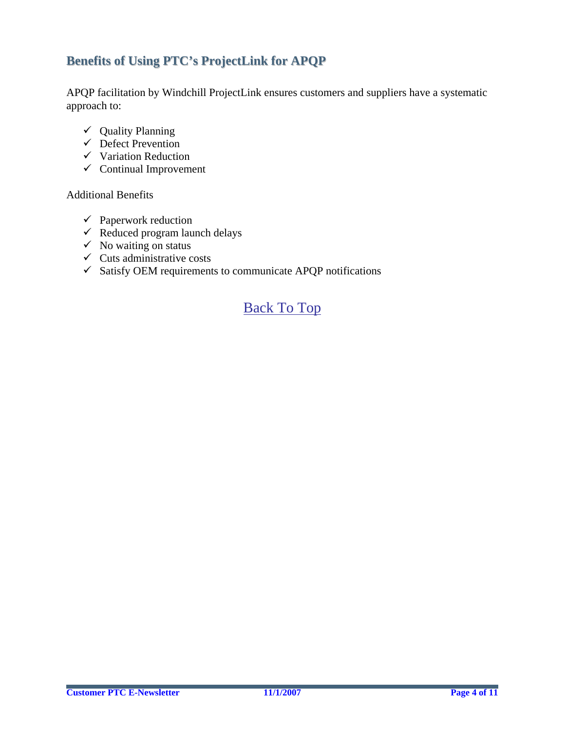## Benefits of Using PTC's ProjectLink for APQP

APQP facilitation by Windchill ProjectLink ensures customers and suppliers have a systematic approach to:

- ✓ Quality Planning
- ✓ Defect Prevention
- ✓ Variation Reduction
- ✓ Continual Improvement

Additional Benefits

- ✓ Paperwork reduction
- ✓ Reduced program launch delays
- ✓ No waiting on status
- ✓ Cuts administrative costs
- ✓ Satisfy OEM requirements to communicate APQP notifications

Back To Top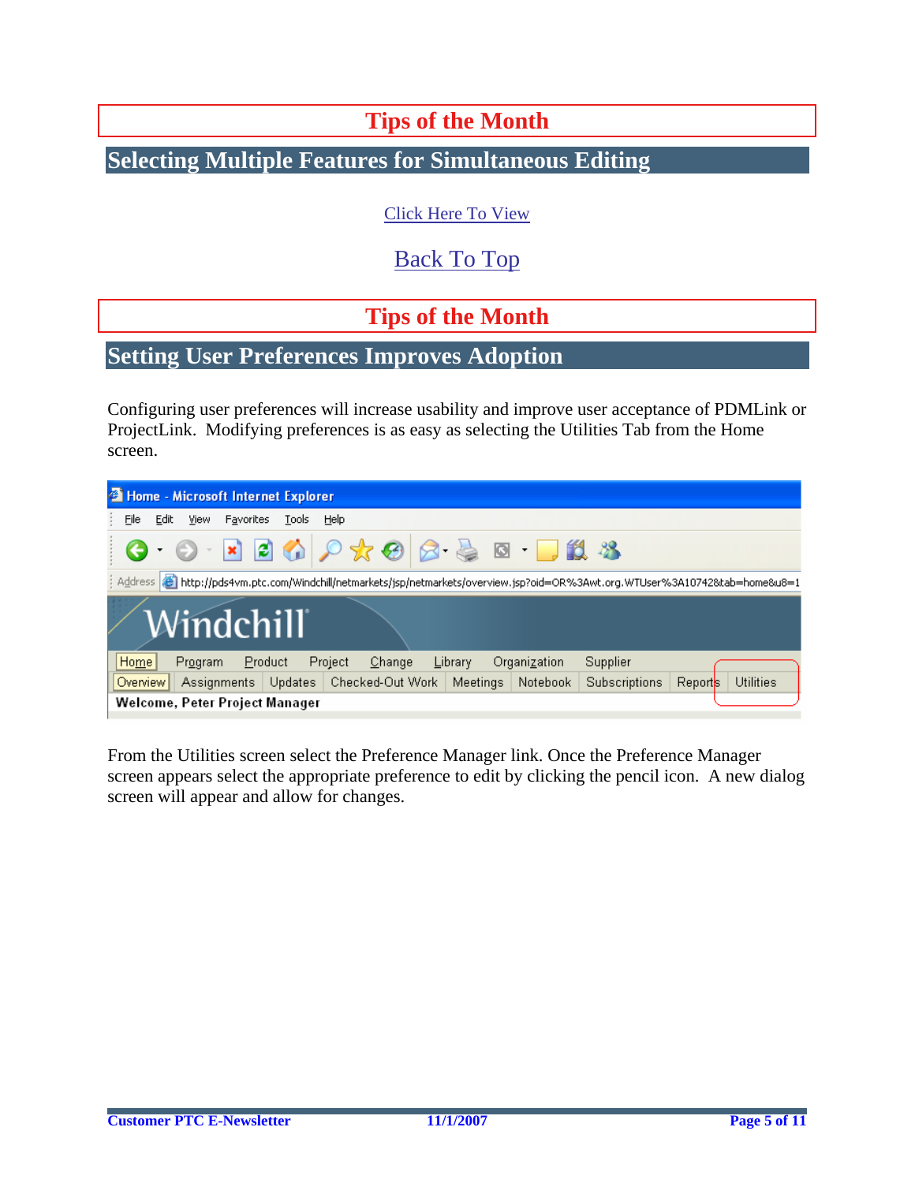## Tips of the Month

### Selecting Multiple Features for Simultaneous Editing

Click Here To View

Back To Top

## Tips of the Month

### Setting User Preferences Improves Adoption

Configuring user preferences will increase usability and improve user acceptance of PDMLink or ProjectLink. Modifying preferences is as easy as selecting the Utilities Tab from the Home screen.

From the Utilities screen select the Preference Manager link. Once the Preference Manager screen appears select the appropriate preference to edit by clicking the pencil icon. A new dialog screen will appear and allow for changes.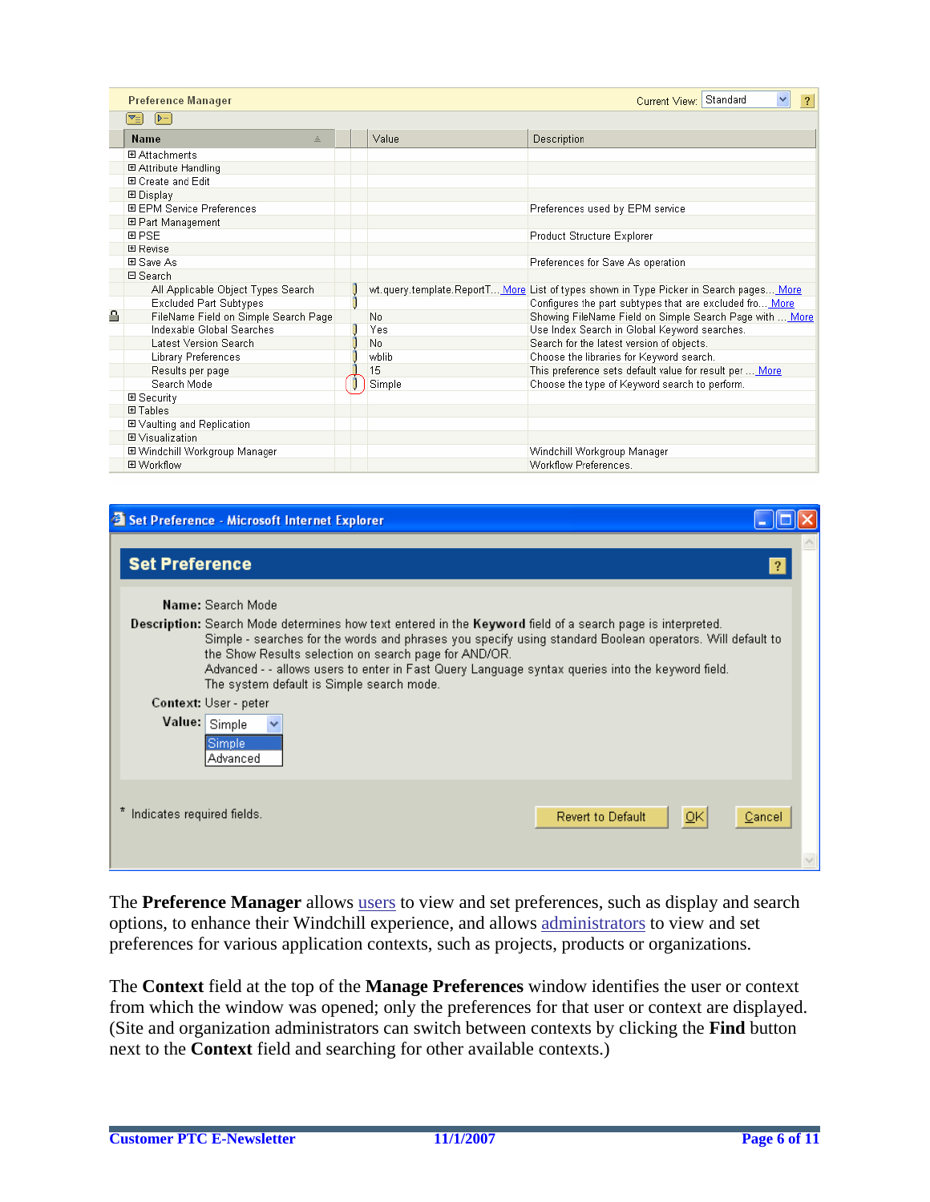**Preference Manager** — Current View: Standard

| Name | Value | Description |
|---|---|---|
| ⊞ Attachments | | |
| ⊞ Attribute Handling | | |
| ⊞ Create and Edit | | |
| ⊞ Display | | |
| ⊞ EPM Service Preferences | | Preferences used by EPM service |
| ⊞ Part Management | | |
| ⊞ PSE | | Product Structure Explorer |
| ⊞ Revise | | |
| ⊞ Save As | | Preferences for Save As operation |
| ⊟ Search | | |
| All Applicable Object Types Search | wt.query.template.ReportT... More | List of types shown in Type Picker in Search pages.... More |
| Excluded Part Subtypes | | Configures the part subtypes that are excluded fro... More |
| FileName Field on Simple Search Page | No | Showing FileName Field on Simple Search Page with .... More |
| Indexable Global Searches | Yes | Use Index Search in Global Keyword searches. |
| Latest Version Search | No | Search for the latest version of objects. |
| Library Preferences | wblib | Choose the libraries for Keyword search. |
| Results per page | 15 | This preference sets default value for result per ... More |
| Search Mode | Simple | Choose the type of Keyword search to perform. |
| ⊞ Security | | |
| ⊞ Tables | | |
| ⊞ Vaulting and Replication | | |
| ⊞ Visualization | | |
| ⊞ Windchill Workgroup Manager | | Windchill Workgroup Manager |
| ⊞ Workflow | | Workflow Preferences. |

**Set Preference - Microsoft Internet Explorer**

**Set Preference**

**Name:** Search Mode

**Description:** Search Mode determines how text entered in the **Keyword** field of a search page is interpreted.
Simple - searches for the words and phrases you specify using standard Boolean operators. Will default to the Show Results selection on search page for AND/OR.
Advanced - - allows users to enter in Fast Query Language syntax queries into the keyword field.
The system default is Simple search mode.

**Context:** User - peter

**Value:** Simple (options: Simple, Advanced)

* Indicates required fields.

Revert to Default | OK | Cancel

The **Preference Manager** allows users to view and set preferences, such as display and search options, to enhance their Windchill experience, and allows administrators to view and set preferences for various application contexts, such as projects, products or organizations.

The **Context** field at the top of the **Manage Preferences** window identifies the user or context from which the window was opened; only the preferences for that user or context are displayed. (Site and organization administrators can switch between contexts by clicking the **Find** button next to the **Context** field and searching for other available contexts.)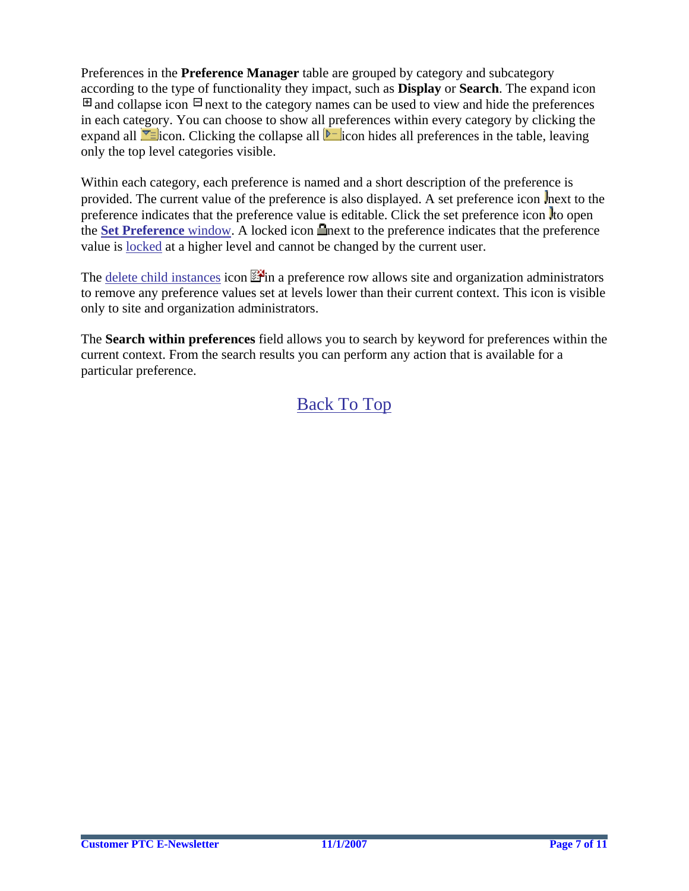Preferences in the **Preference Manager** table are grouped by category and subcategory according to the type of functionality they impact, such as **Display** or **Search**. The expand icon and collapse icon next to the category names can be used to view and hide the preferences in each category. You can choose to show all preferences within every category by clicking the expand all icon. Clicking the collapse all icon hides all preferences in the table, leaving only the top level categories visible.

Within each category, each preference is named and a short description of the preference is provided. The current value of the preference is also displayed. A set preference icon next to the preference indicates that the preference value is editable. Click the set preference icon to open the **Set Preference** window. A locked icon next to the preference indicates that the preference value is locked at a higher level and cannot be changed by the current user.

The delete child instances icon in a preference row allows site and organization administrators to remove any preference values set at levels lower than their current context. This icon is visible only to site and organization administrators.

The **Search within preferences** field allows you to search by keyword for preferences within the current context. From the search results you can perform any action that is available for a particular preference.

Back To Top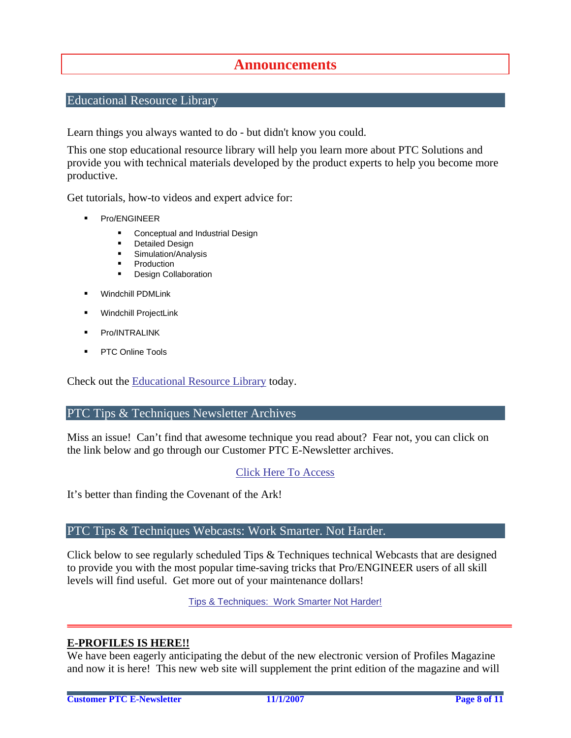# Announcements

## Educational Resource Library

Learn things you always wanted to do - but didn't know you could.

This one stop educational resource library will help you learn more about PTC Solutions and provide you with technical materials developed by the product experts to help you become more productive.

Get tutorials, how-to videos and expert advice for:

- Pro/ENGINEER
  - Conceptual and Industrial Design
  - Detailed Design
  - Simulation/Analysis
  - Production
  - Design Collaboration
- Windchill PDMLink
- Windchill ProjectLink
- Pro/INTRALINK
- PTC Online Tools

Check out the Educational Resource Library today.

## PTC Tips & Techniques Newsletter Archives

Miss an issue! Can't find that awesome technique you read about? Fear not, you can click on the link below and go through our Customer PTC E-Newsletter archives.

Click Here To Access

It's better than finding the Covenant of the Ark!

## PTC Tips & Techniques Webcasts: Work Smarter. Not Harder.

Click below to see regularly scheduled Tips & Techniques technical Webcasts that are designed to provide you with the most popular time-saving tricks that Pro/ENGINEER users of all skill levels will find useful. Get more out of your maintenance dollars!

Tips & Techniques: Work Smarter Not Harder!

---

**E-PROFILES IS HERE!!**

We have been eagerly anticipating the debut of the new electronic version of Profiles Magazine and now it is here! This new web site will supplement the print edition of the magazine and will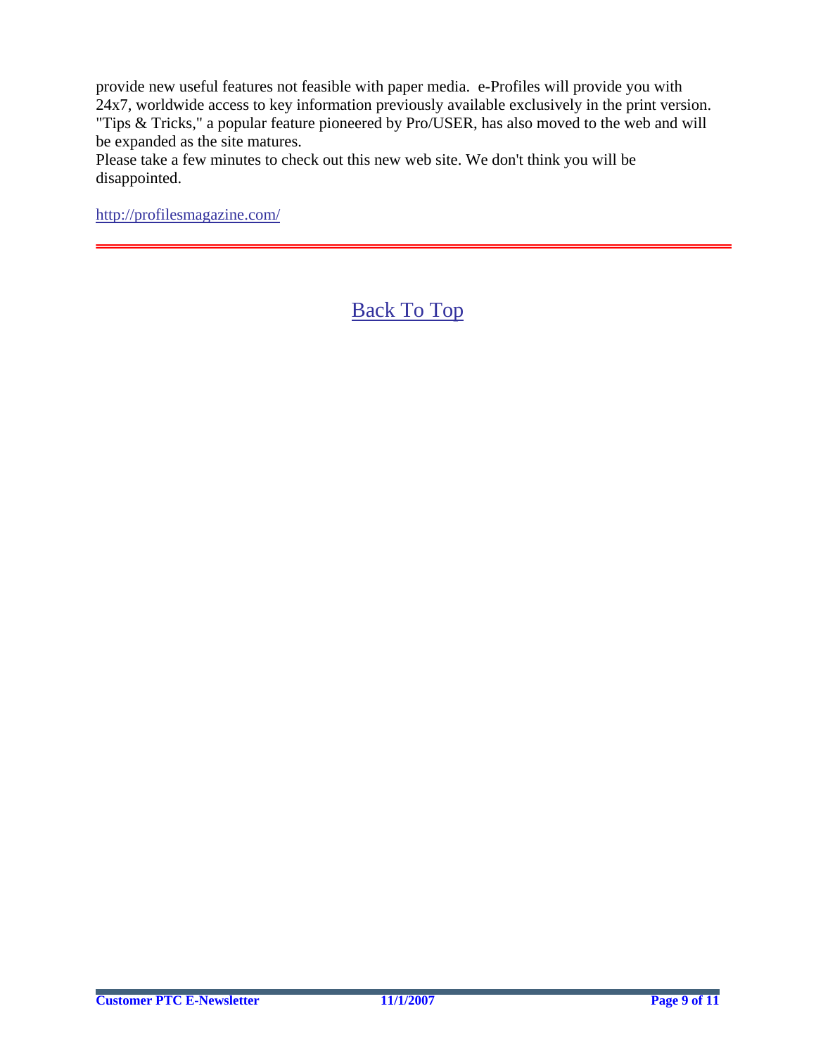provide new useful features not feasible with paper media. e-Profiles will provide you with 24x7, worldwide access to key information previously available exclusively in the print version. "Tips & Tricks," a popular feature pioneered by Pro/USER, has also moved to the web and will be expanded as the site matures.

Please take a few minutes to check out this new web site. We don't think you will be disappointed.

http://profilesmagazine.com/

---

Back To Top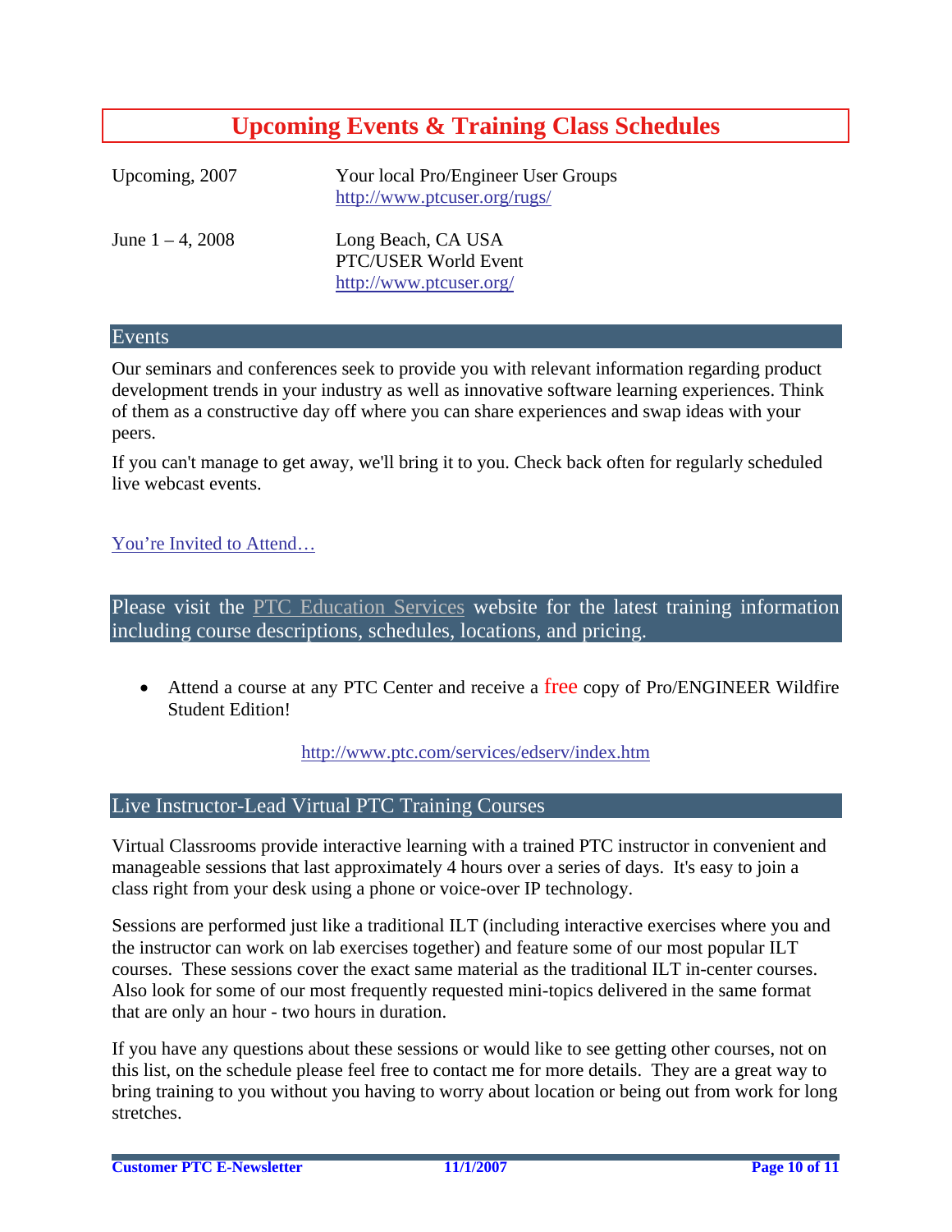# Upcoming Events & Training Class Schedules

| | |
|---|---|
| Upcoming, 2007 | Your local Pro/Engineer User Groups<br>http://www.ptcuser.org/rugs/ |
| June 1 – 4, 2008 | Long Beach, CA USA<br>PTC/USER World Event<br>http://www.ptcuser.org/ |

## Events

Our seminars and conferences seek to provide you with relevant information regarding product development trends in your industry as well as innovative software learning experiences. Think of them as a constructive day off where you can share experiences and swap ideas with your peers.

If you can't manage to get away, we'll bring it to you. Check back often for regularly scheduled live webcast events.

You're Invited to Attend…

## Please visit the PTC Education Services website for the latest training information including course descriptions, schedules, locations, and pricing.

- Attend a course at any PTC Center and receive a free copy of Pro/ENGINEER Wildfire Student Edition!

http://www.ptc.com/services/edserv/index.htm

## Live Instructor-Lead Virtual PTC Training Courses

Virtual Classrooms provide interactive learning with a trained PTC instructor in convenient and manageable sessions that last approximately 4 hours over a series of days. It's easy to join a class right from your desk using a phone or voice-over IP technology.

Sessions are performed just like a traditional ILT (including interactive exercises where you and the instructor can work on lab exercises together) and feature some of our most popular ILT courses. These sessions cover the exact same material as the traditional ILT in-center courses. Also look for some of our most frequently requested mini-topics delivered in the same format that are only an hour - two hours in duration.

If you have any questions about these sessions or would like to see getting other courses, not on this list, on the schedule please feel free to contact me for more details. They are a great way to bring training to you without you having to worry about location or being out from work for long stretches.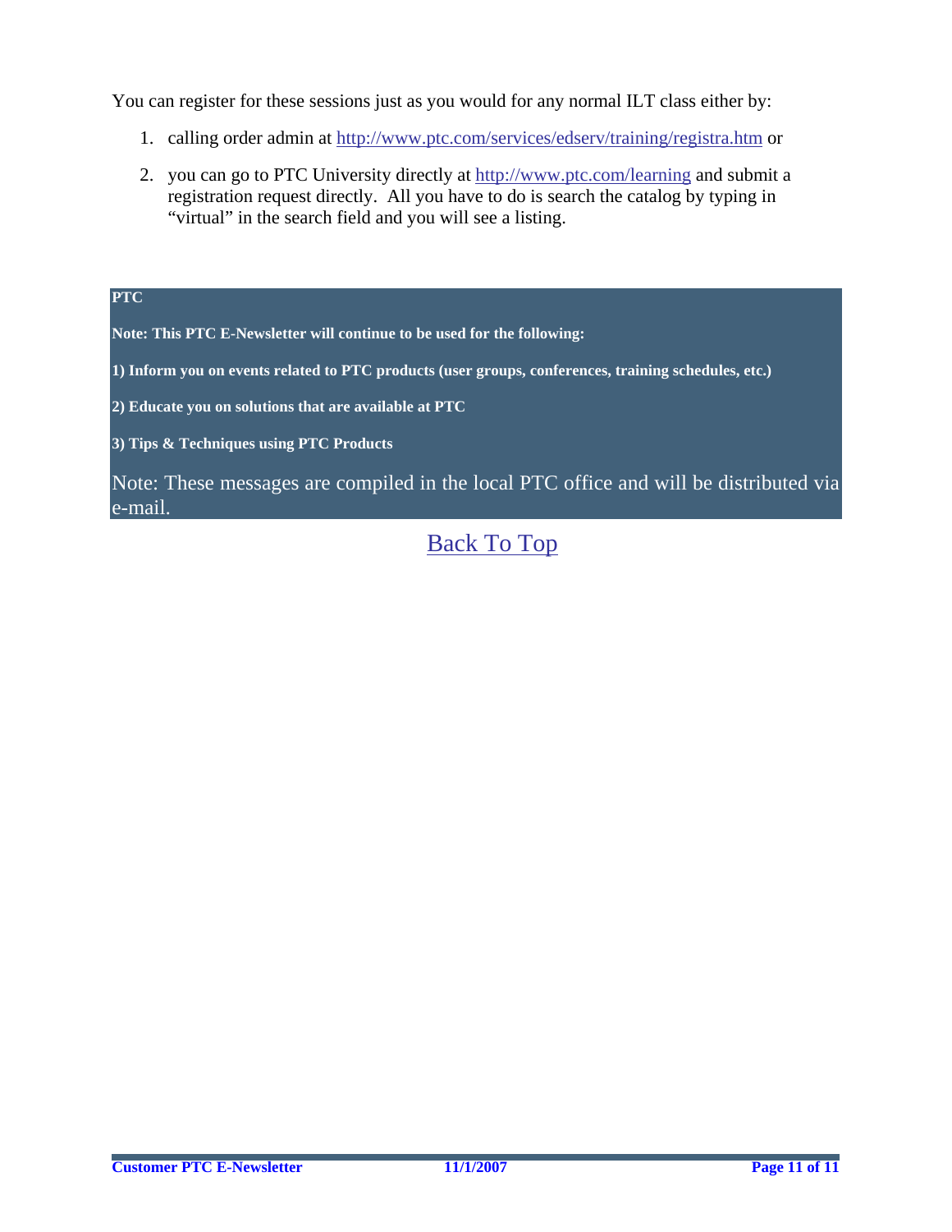You can register for these sessions just as you would for any normal ILT class either by:

1. calling order admin at http://www.ptc.com/services/edserv/training/registra.htm or
2. you can go to PTC University directly at http://www.ptc.com/learning and submit a registration request directly. All you have to do is search the catalog by typing in "virtual" in the search field and you will see a listing.

**PTC**

**Note: This PTC E-Newsletter will continue to be used for the following:**

**1) Inform you on events related to PTC products (user groups, conferences, training schedules, etc.)**

**2) Educate you on solutions that are available at PTC**

**3) Tips & Techniques using PTC Products**

Note: These messages are compiled in the local PTC office and will be distributed via e-mail.

Back To Top